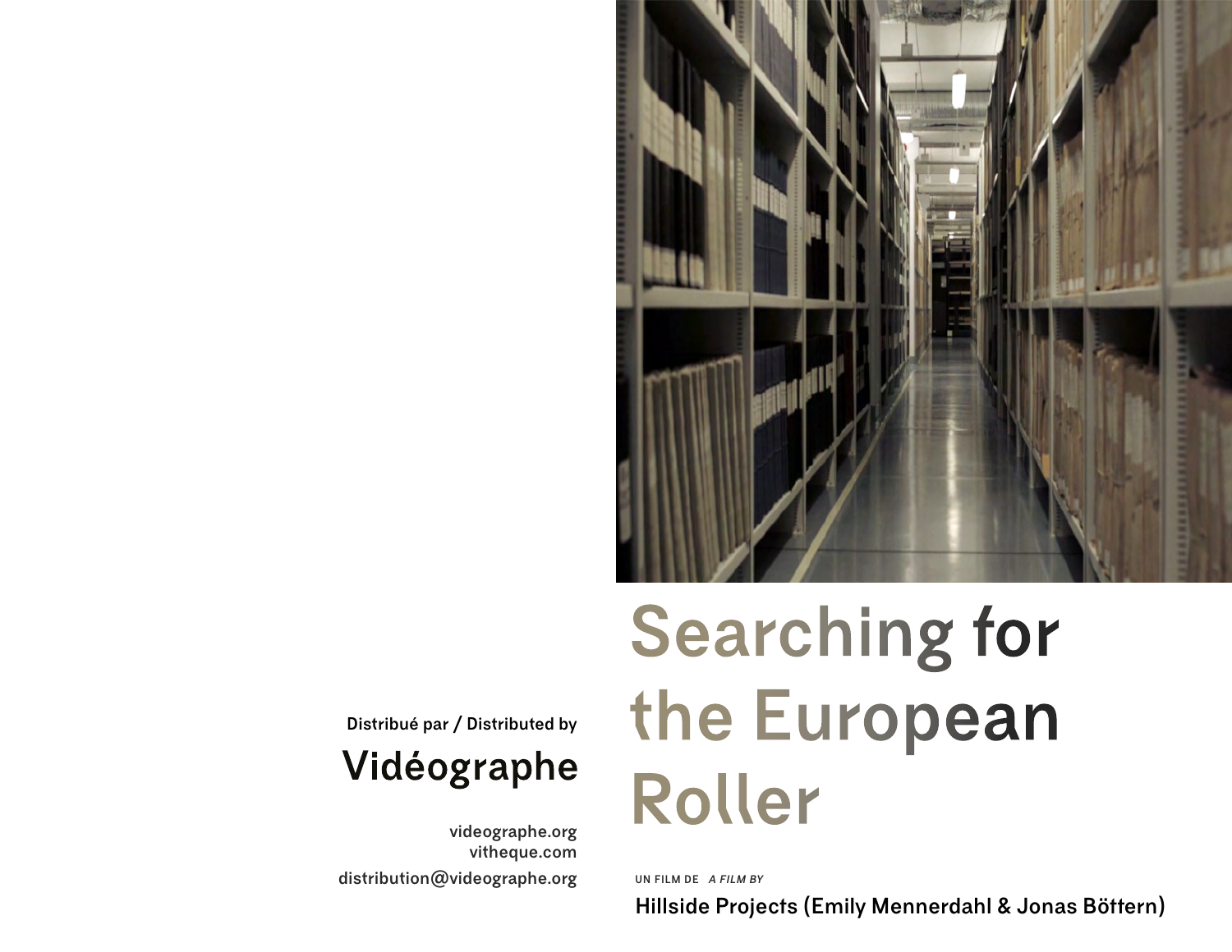# Searching for the European Roller

UN FILM DE *A FILM BY*

Hillside Projects (Emily Mennerdahl & Jonas Böttern)

Distribué par / Distributed by

## Vidéographe

videographe.org
vitheque.com
distribution@videographe.org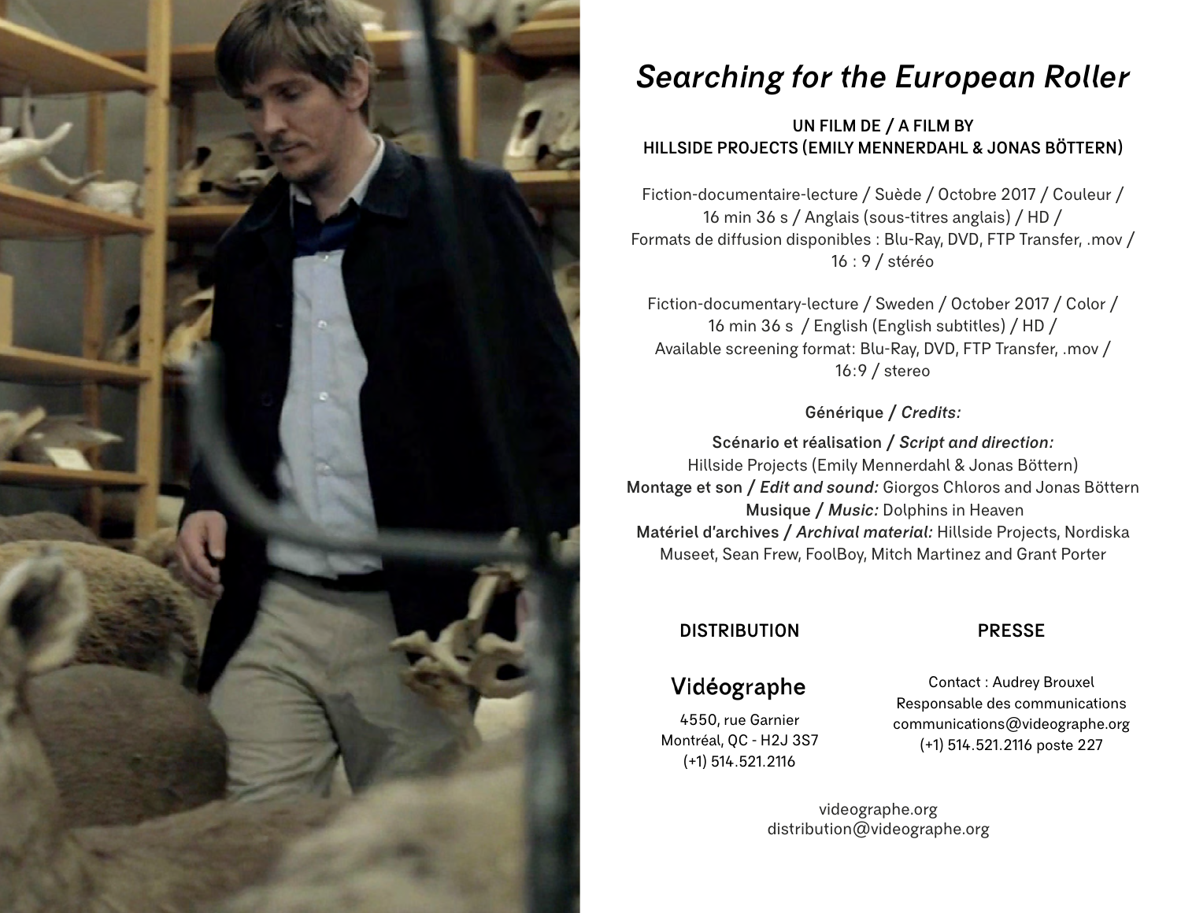# *Searching for the European Roller*

**UN FILM DE / A FILM BY**
**HILLSIDE PROJECTS (EMILY MENNERDAHL & JONAS BÖTTERN)**

Fiction-documentaire-lecture / Suède / Octobre 2017 / Couleur / 16 min 36 s / Anglais (sous-titres anglais) / HD / Formats de diffusion disponibles : Blu-Ray, DVD, FTP Transfer, .mov / 16 : 9 / stéréo

Fiction-documentary-lecture / Sweden / October 2017 / Color / 16 min 36 s / English (English subtitles) / HD / Available screening format: Blu-Ray, DVD, FTP Transfer, .mov / 16:9 / stereo

**Générique /** ***Credits:***

**Scénario et réalisation /** ***Script and direction:***
Hillside Projects (Emily Mennerdahl & Jonas Böttern)
**Montage et son /** ***Edit and sound:*** Giorgos Chloros and Jonas Böttern
**Musique /** ***Music:*** Dolphins in Heaven
**Matériel d'archives /** ***Archival material:*** Hillside Projects, Nordiska Museet, Sean Frew, FoolBoy, Mitch Martinez and Grant Porter

**DISTRIBUTION**

**Vidéographe**

4550, rue Garnier
Montréal, QC - H2J 3S7
(+1) 514.521.2116

**PRESSE**

Contact : Audrey Brouxel
Responsable des communications
communications@videographe.org
(+1) 514.521.2116 poste 227

videographe.org
distribution@videographe.org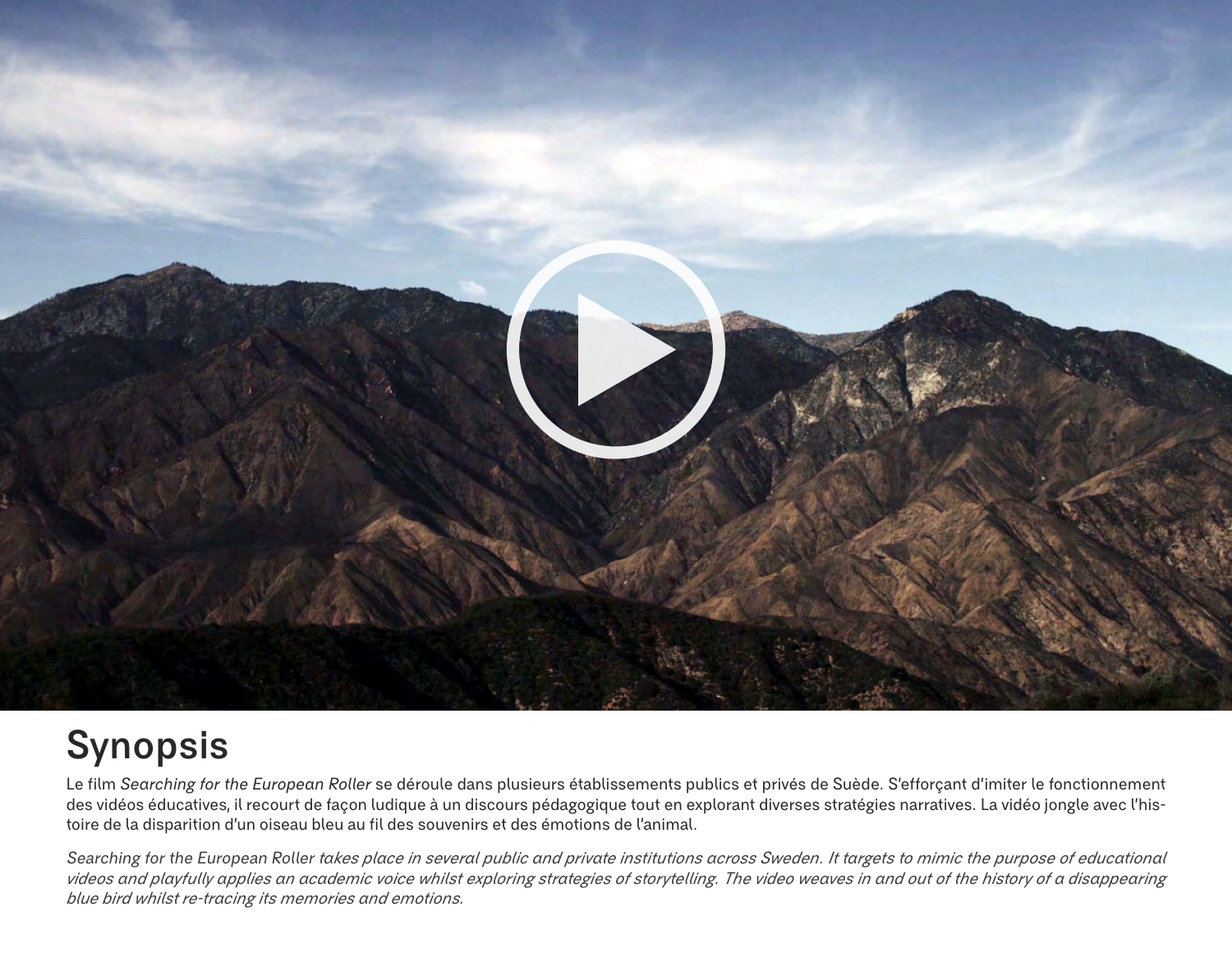# Synopsis

Le film *Searching for the European Roller* se déroule dans plusieurs établissements publics et privés de Suède. S'efforçant d'imiter le fonctionnement des vidéos éducatives, il recourt de façon ludique à un discours pédagogique tout en explorant diverses stratégies narratives. La vidéo jongle avec l'histoire de la disparition d'un oiseau bleu au fil des souvenirs et des émotions de l'animal.

*Searching for the European Roller takes place in several public and private institutions across Sweden. It targets to mimic the purpose of educational videos and playfully applies an academic voice whilst exploring strategies of storytelling. The video weaves in and out of the history of a disappearing blue bird whilst re-tracing its memories and emotions.*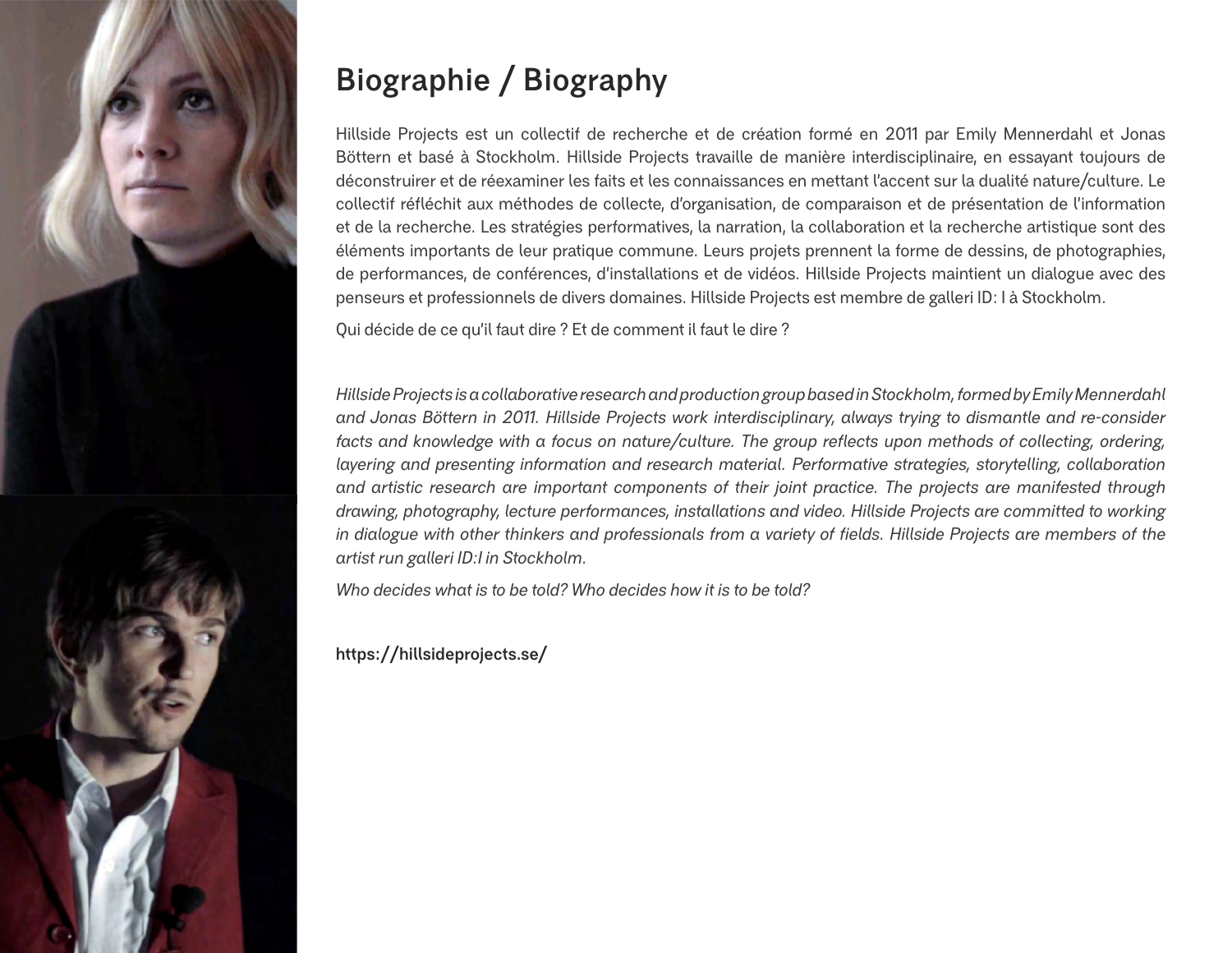# Biographie / Biography

Hillside Projects est un collectif de recherche et de création formé en 2011 par Emily Mennerdahl et Jonas Böttern et basé à Stockholm. Hillside Projects travaille de manière interdisciplinaire, en essayant toujours de déconstruirer et de réexaminer les faits et les connaissances en mettant l'accent sur la dualité nature/culture. Le collectif réfléchit aux méthodes de collecte, d'organisation, de comparaison et de présentation de l'information et de la recherche. Les stratégies performatives, la narration, la collaboration et la recherche artistique sont des éléments importants de leur pratique commune. Leurs projets prennent la forme de dessins, de photographies, de performances, de conférences, d'installations et de vidéos. Hillside Projects maintient un dialogue avec des penseurs et professionnels de divers domaines. Hillside Projects est membre de galleri ID: I à Stockholm.

Qui décide de ce qu'il faut dire ? Et de comment il faut le dire ?

*Hillside Projects is a collaborative research and production group based in Stockholm, formed by Emily Mennerdahl and Jonas Böttern in 2011. Hillside Projects work interdisciplinary, always trying to dismantle and re-consider facts and knowledge with a focus on nature/culture. The group reflects upon methods of collecting, ordering, layering and presenting information and research material. Performative strategies, storytelling, collaboration and artistic research are important components of their joint practice. The projects are manifested through drawing, photography, lecture performances, installations and video. Hillside Projects are committed to working in dialogue with other thinkers and professionals from a variety of fields. Hillside Projects are members of the artist run galleri ID:I in Stockholm.*

*Who decides what is to be told? Who decides how it is to be told?*

**https://hillsideprojects.se/**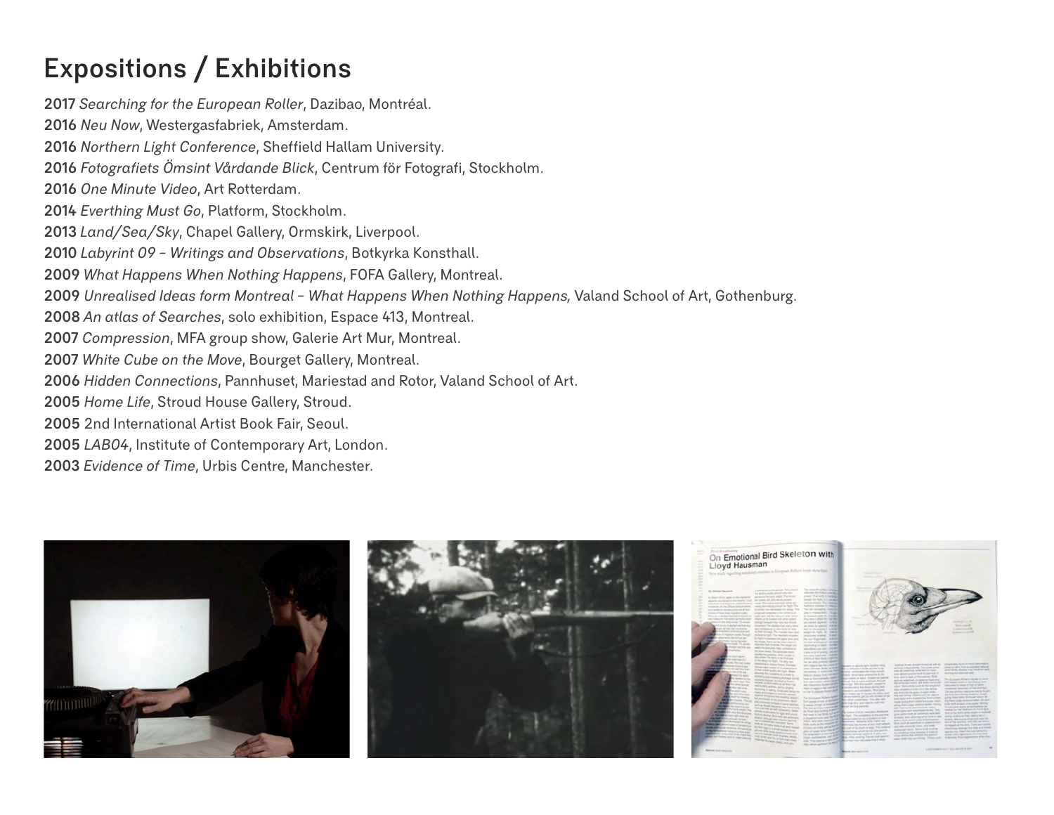## Expositions / Exhibitions

**2017** *Searching for the European Roller*, Dazibao, Montréal.
**2016** *Neu Now*, Westergasfabriek, Amsterdam.
**2016** *Northern Light Conference*, Sheffield Hallam University.
**2016** *Fotografiets Ömsint Vårdande Blick*, Centrum för Fotografi, Stockholm.
**2016** *One Minute Video*, Art Rotterdam.
**2014** *Everthing Must Go*, Platform, Stockholm.
**2013** *Land/Sea/Sky*, Chapel Gallery, Ormskirk, Liverpool.
**2010** *Labyrint 09 – Writings and Observations*, Botkyrka Konsthall.
**2009** *What Happens When Nothing Happens*, FOFA Gallery, Montreal.
**2009** *Unrealised Ideas form Montreal – What Happens When Nothing Happens,* Valand School of Art, Gothenburg.
**2008** *An atlas of Searches*, solo exhibition, Espace 413, Montreal.
**2007** *Compression*, MFA group show, Galerie Art Mur, Montreal.
**2007** *White Cube on the Move*, Bourget Gallery, Montreal.
**2006** *Hidden Connections*, Pannhuset, Mariestad and Rotor, Valand School of Art.
**2005** *Home Life*, Stroud House Gallery, Stroud.
**2005** 2nd International Artist Book Fair, Seoul.
**2005** *LAB04*, Institute of Contemporary Art, London.
**2003** *Evidence of Time*, Urbis Centre, Manchester.